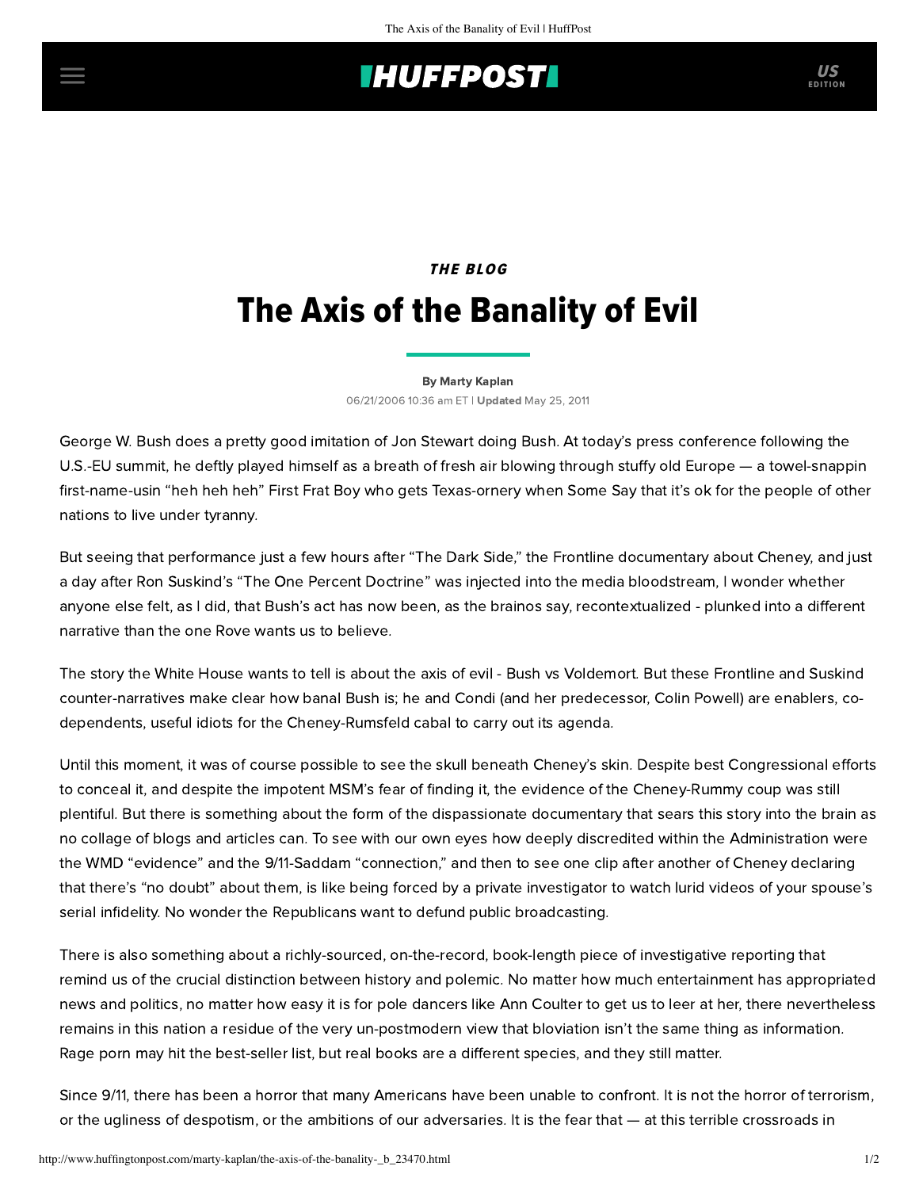*THE BLOG*

# The Axis of the Banality of Evil

By Marty Kaplan

06/21/2006 10:36 am ET | **Updated** May 25, 2011

George W. Bush does a pretty good imitation of Jon Stewart doing Bush. At today's press conference following the U.S.-EU summit, he deftly played himself as a breath of fresh air blowing through stuffy old Europe — a towel-snappin first-name-usin "heh heh heh" First Frat Boy who gets Texas-ornery when Some Say that it's ok for the people of other nations to live under tyranny.

But seeing that performance just a few hours after "The Dark Side," the Frontline documentary about Cheney, and just a day after Ron Suskind's "The One Percent Doctrine" was injected into the media bloodstream, I wonder whether anyone else felt, as I did, that Bush's act has now been, as the brainos say, recontextualized - plunked into a different narrative than the one Rove wants us to believe.

The story the White House wants to tell is about the axis of evil - Bush vs Voldemort. But these Frontline and Suskind counter-narratives make clear how banal Bush is; he and Condi (and her predecessor, Colin Powell) are enablers, co-dependents, useful idiots for the Cheney-Rumsfeld cabal to carry out its agenda.

Until this moment, it was of course possible to see the skull beneath Cheney's skin. Despite best Congressional efforts to conceal it, and despite the impotent MSM's fear of finding it, the evidence of the Cheney-Rummy coup was still plentiful. But there is something about the form of the dispassionate documentary that sears this story into the brain as no collage of blogs and articles can. To see with our own eyes how deeply discredited within the Administration were the WMD "evidence" and the 9/11-Saddam "connection," and then to see one clip after another of Cheney declaring that there's "no doubt" about them, is like being forced by a private investigator to watch lurid videos of your spouse's serial infidelity. No wonder the Republicans want to defund public broadcasting.

There is also something about a richly-sourced, on-the-record, book-length piece of investigative reporting that remind us of the crucial distinction between history and polemic. No matter how much entertainment has appropriated news and politics, no matter how easy it is for pole dancers like Ann Coulter to get us to leer at her, there nevertheless remains in this nation a residue of the very un-postmodern view that bloviation isn't the same thing as information. Rage porn may hit the best-seller list, but real books are a different species, and they still matter.

Since 9/11, there has been a horror that many Americans have been unable to confront. It is not the horror of terrorism, or the ugliness of despotism, or the ambitions of our adversaries. It is the fear that — at this terrible crossroads in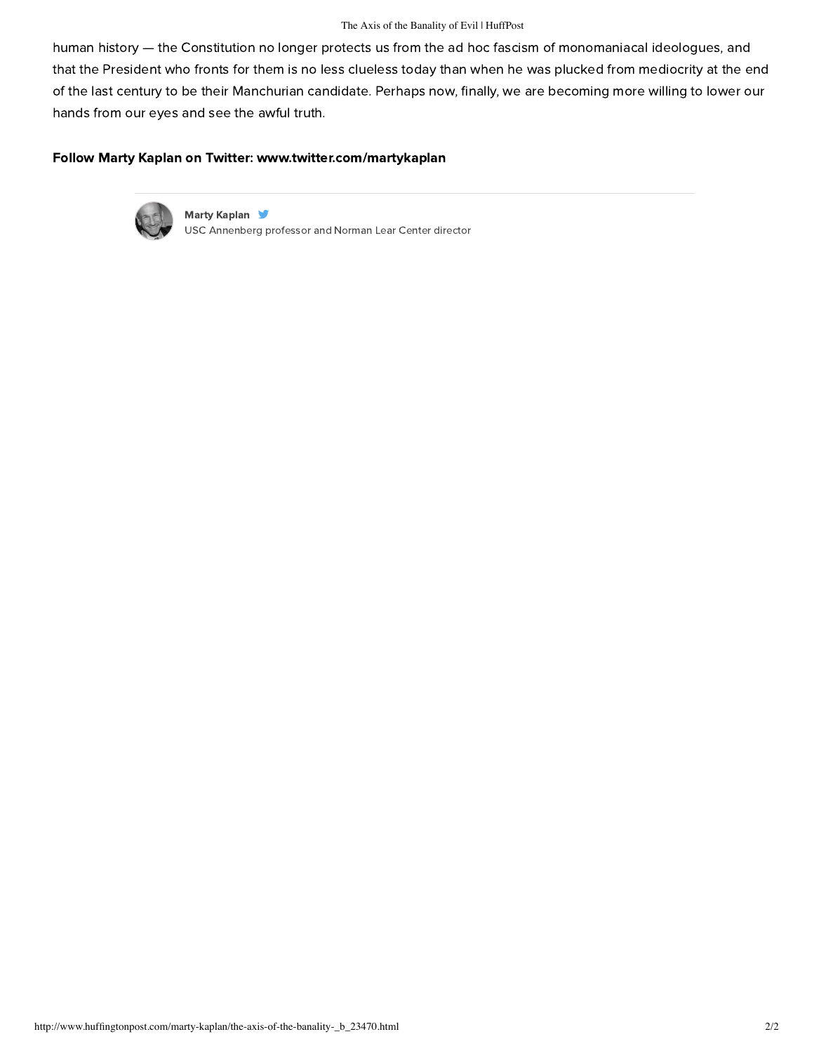human history — the Constitution no longer protects us from the ad hoc fascism of monomaniacal ideologues, and that the President who fronts for them is no less clueless today than when he was plucked from mediocrity at the end of the last century to be their Manchurian candidate. Perhaps now, finally, we are becoming more willing to lower our hands from our eyes and see the awful truth.

**Follow Marty Kaplan on Twitter: www.twitter.com/martykaplan**

---

**Marty Kaplan**
USC Annenberg professor and Norman Lear Center director